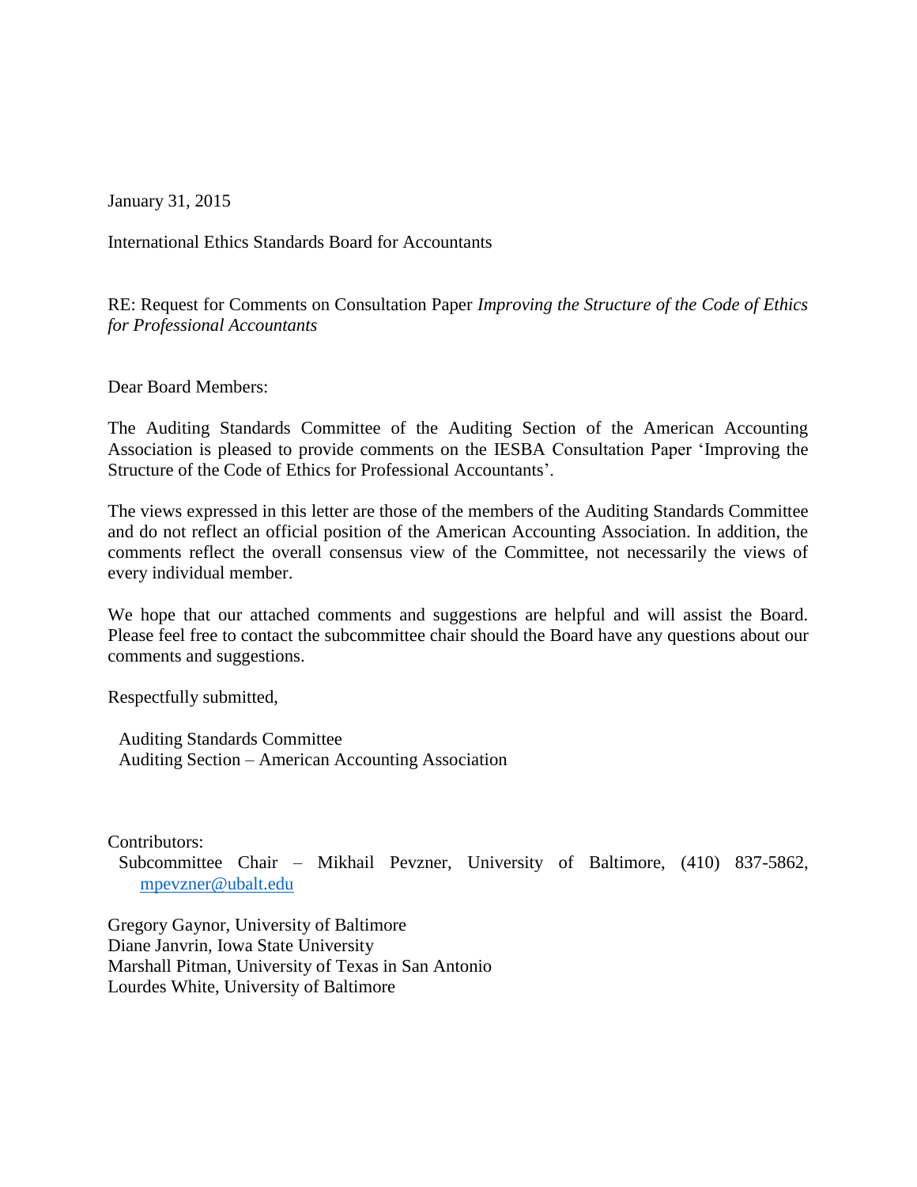January 31, 2015

International Ethics Standards Board for Accountants

RE: Request for Comments on Consultation Paper *Improving the Structure of the Code of Ethics for Professional Accountants*

Dear Board Members:

The Auditing Standards Committee of the Auditing Section of the American Accounting Association is pleased to provide comments on the IESBA Consultation Paper 'Improving the Structure of the Code of Ethics for Professional Accountants'.

The views expressed in this letter are those of the members of the Auditing Standards Committee and do not reflect an official position of the American Accounting Association. In addition, the comments reflect the overall consensus view of the Committee, not necessarily the views of every individual member.

We hope that our attached comments and suggestions are helpful and will assist the Board. Please feel free to contact the subcommittee chair should the Board have any questions about our comments and suggestions.

Respectfully submitted,

Auditing Standards Committee
Auditing Section – American Accounting Association

Contributors:
Subcommittee Chair – Mikhail Pevzner, University of Baltimore, (410) 837-5862, mpevzner@ubalt.edu

Gregory Gaynor, University of Baltimore
Diane Janvrin, Iowa State University
Marshall Pitman, University of Texas in San Antonio
Lourdes White, University of Baltimore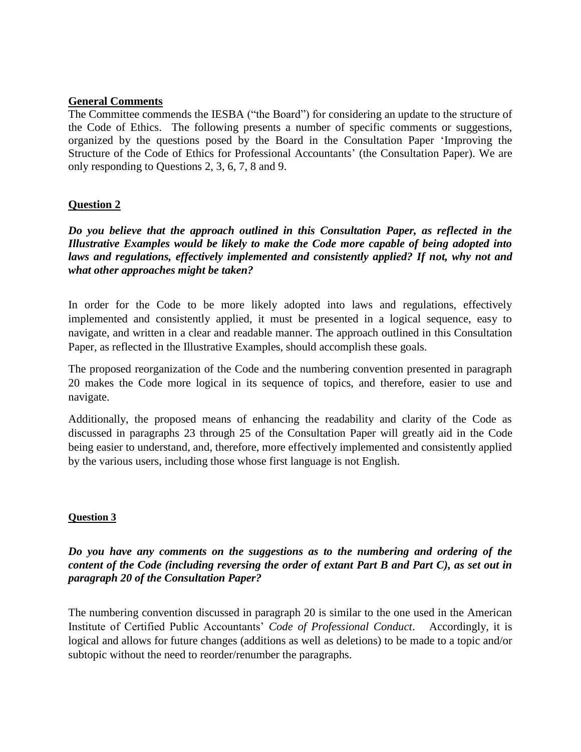## General Comments

The Committee commends the IESBA ("the Board") for considering an update to the structure of the Code of Ethics. The following presents a number of specific comments or suggestions, organized by the questions posed by the Board in the Consultation Paper 'Improving the Structure of the Code of Ethics for Professional Accountants' (the Consultation Paper). We are only responding to Questions 2, 3, 6, 7, 8 and 9.

## Question 2

***Do you believe that the approach outlined in this Consultation Paper, as reflected in the Illustrative Examples would be likely to make the Code more capable of being adopted into laws and regulations, effectively implemented and consistently applied? If not, why not and what other approaches might be taken?***

In order for the Code to be more likely adopted into laws and regulations, effectively implemented and consistently applied, it must be presented in a logical sequence, easy to navigate, and written in a clear and readable manner. The approach outlined in this Consultation Paper, as reflected in the Illustrative Examples, should accomplish these goals.

The proposed reorganization of the Code and the numbering convention presented in paragraph 20 makes the Code more logical in its sequence of topics, and therefore, easier to use and navigate.

Additionally, the proposed means of enhancing the readability and clarity of the Code as discussed in paragraphs 23 through 25 of the Consultation Paper will greatly aid in the Code being easier to understand, and, therefore, more effectively implemented and consistently applied by the various users, including those whose first language is not English.

## Question 3

***Do you have any comments on the suggestions as to the numbering and ordering of the content of the Code (including reversing the order of extant Part B and Part C), as set out in paragraph 20 of the Consultation Paper?***

The numbering convention discussed in paragraph 20 is similar to the one used in the American Institute of Certified Public Accountants' *Code of Professional Conduct*. Accordingly, it is logical and allows for future changes (additions as well as deletions) to be made to a topic and/or subtopic without the need to reorder/renumber the paragraphs.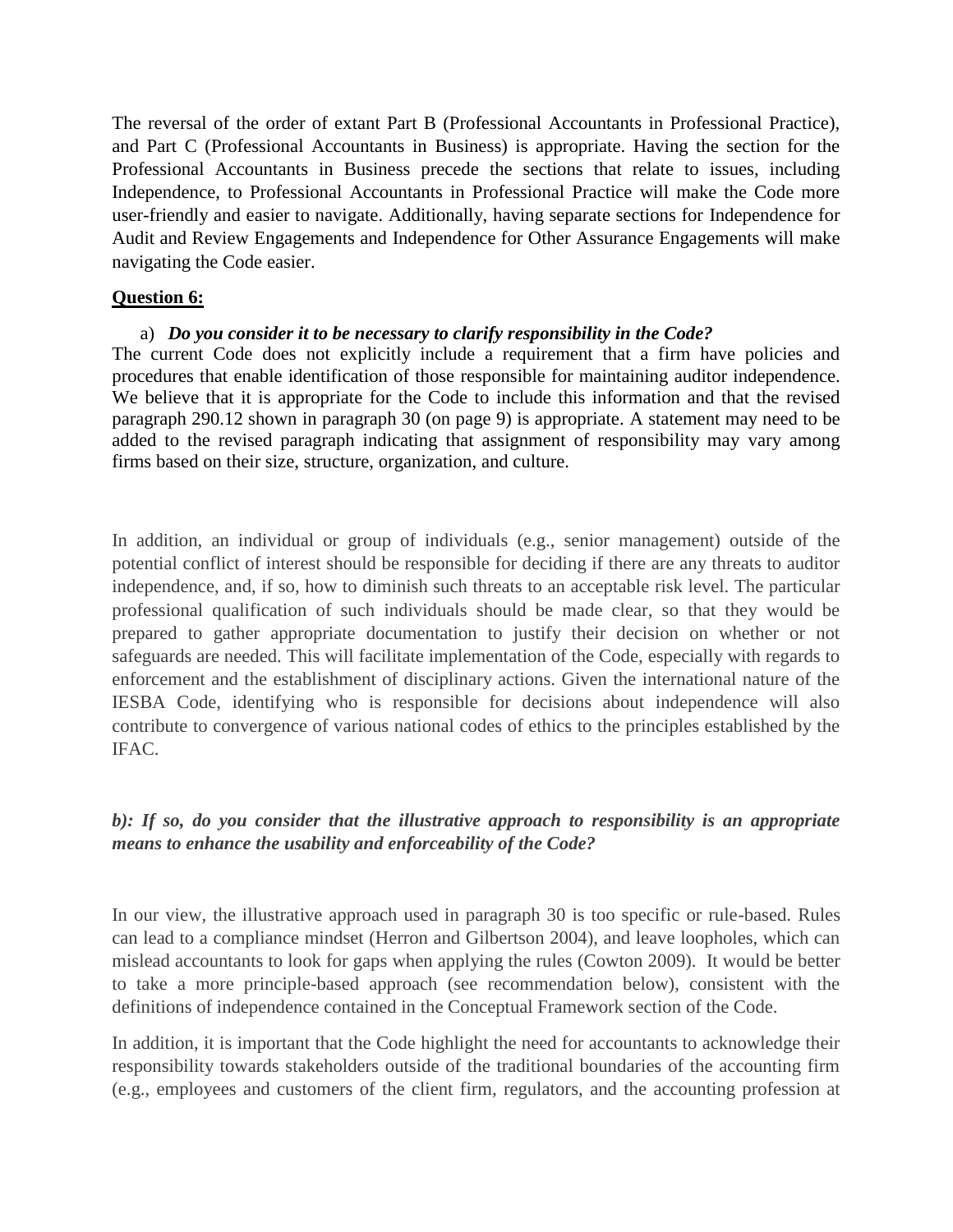The reversal of the order of extant Part B (Professional Accountants in Professional Practice), and Part C (Professional Accountants in Business) is appropriate. Having the section for the Professional Accountants in Business precede the sections that relate to issues, including Independence, to Professional Accountants in Professional Practice will make the Code more user-friendly and easier to navigate. Additionally, having separate sections for Independence for Audit and Review Engagements and Independence for Other Assurance Engagements will make navigating the Code easier.

**Question 6:**

a) ***Do you consider it to be necessary to clarify responsibility in the Code?***

The current Code does not explicitly include a requirement that a firm have policies and procedures that enable identification of those responsible for maintaining auditor independence. We believe that it is appropriate for the Code to include this information and that the revised paragraph 290.12 shown in paragraph 30 (on page 9) is appropriate. A statement may need to be added to the revised paragraph indicating that assignment of responsibility may vary among firms based on their size, structure, organization, and culture.

In addition, an individual or group of individuals (e.g., senior management) outside of the potential conflict of interest should be responsible for deciding if there are any threats to auditor independence, and, if so, how to diminish such threats to an acceptable risk level. The particular professional qualification of such individuals should be made clear, so that they would be prepared to gather appropriate documentation to justify their decision on whether or not safeguards are needed. This will facilitate implementation of the Code, especially with regards to enforcement and the establishment of disciplinary actions. Given the international nature of the IESBA Code, identifying who is responsible for decisions about independence will also contribute to convergence of various national codes of ethics to the principles established by the IFAC.

***b): If so, do you consider that the illustrative approach to responsibility is an appropriate means to enhance the usability and enforceability of the Code?***

In our view, the illustrative approach used in paragraph 30 is too specific or rule-based. Rules can lead to a compliance mindset (Herron and Gilbertson 2004), and leave loopholes, which can mislead accountants to look for gaps when applying the rules (Cowton 2009). It would be better to take a more principle-based approach (see recommendation below), consistent with the definitions of independence contained in the Conceptual Framework section of the Code.

In addition, it is important that the Code highlight the need for accountants to acknowledge their responsibility towards stakeholders outside of the traditional boundaries of the accounting firm (e.g., employees and customers of the client firm, regulators, and the accounting profession at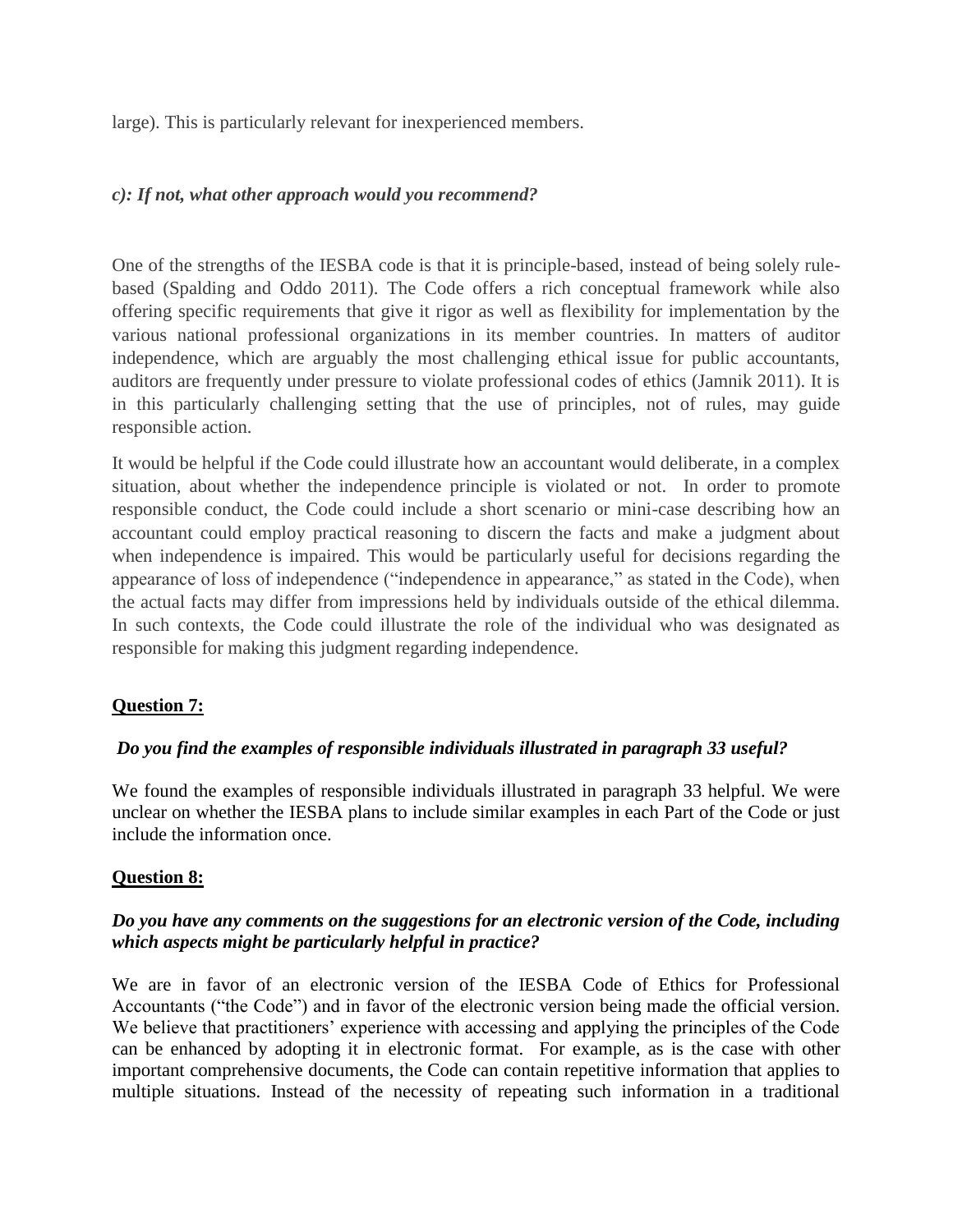large). This is particularly relevant for inexperienced members.

***c): If not, what other approach would you recommend?***

One of the strengths of the IESBA code is that it is principle-based, instead of being solely rule-based (Spalding and Oddo 2011). The Code offers a rich conceptual framework while also offering specific requirements that give it rigor as well as flexibility for implementation by the various national professional organizations in its member countries. In matters of auditor independence, which are arguably the most challenging ethical issue for public accountants, auditors are frequently under pressure to violate professional codes of ethics (Jamnik 2011). It is in this particularly challenging setting that the use of principles, not of rules, may guide responsible action.

It would be helpful if the Code could illustrate how an accountant would deliberate, in a complex situation, about whether the independence principle is violated or not. In order to promote responsible conduct, the Code could include a short scenario or mini-case describing how an accountant could employ practical reasoning to discern the facts and make a judgment about when independence is impaired. This would be particularly useful for decisions regarding the appearance of loss of independence ("independence in appearance," as stated in the Code), when the actual facts may differ from impressions held by individuals outside of the ethical dilemma. In such contexts, the Code could illustrate the role of the individual who was designated as responsible for making this judgment regarding independence.

## Question 7:

***Do you find the examples of responsible individuals illustrated in paragraph 33 useful?***

We found the examples of responsible individuals illustrated in paragraph 33 helpful. We were unclear on whether the IESBA plans to include similar examples in each Part of the Code or just include the information once.

## Question 8:

***Do you have any comments on the suggestions for an electronic version of the Code, including which aspects might be particularly helpful in practice?***

We are in favor of an electronic version of the IESBA Code of Ethics for Professional Accountants ("the Code") and in favor of the electronic version being made the official version. We believe that practitioners' experience with accessing and applying the principles of the Code can be enhanced by adopting it in electronic format. For example, as is the case with other important comprehensive documents, the Code can contain repetitive information that applies to multiple situations. Instead of the necessity of repeating such information in a traditional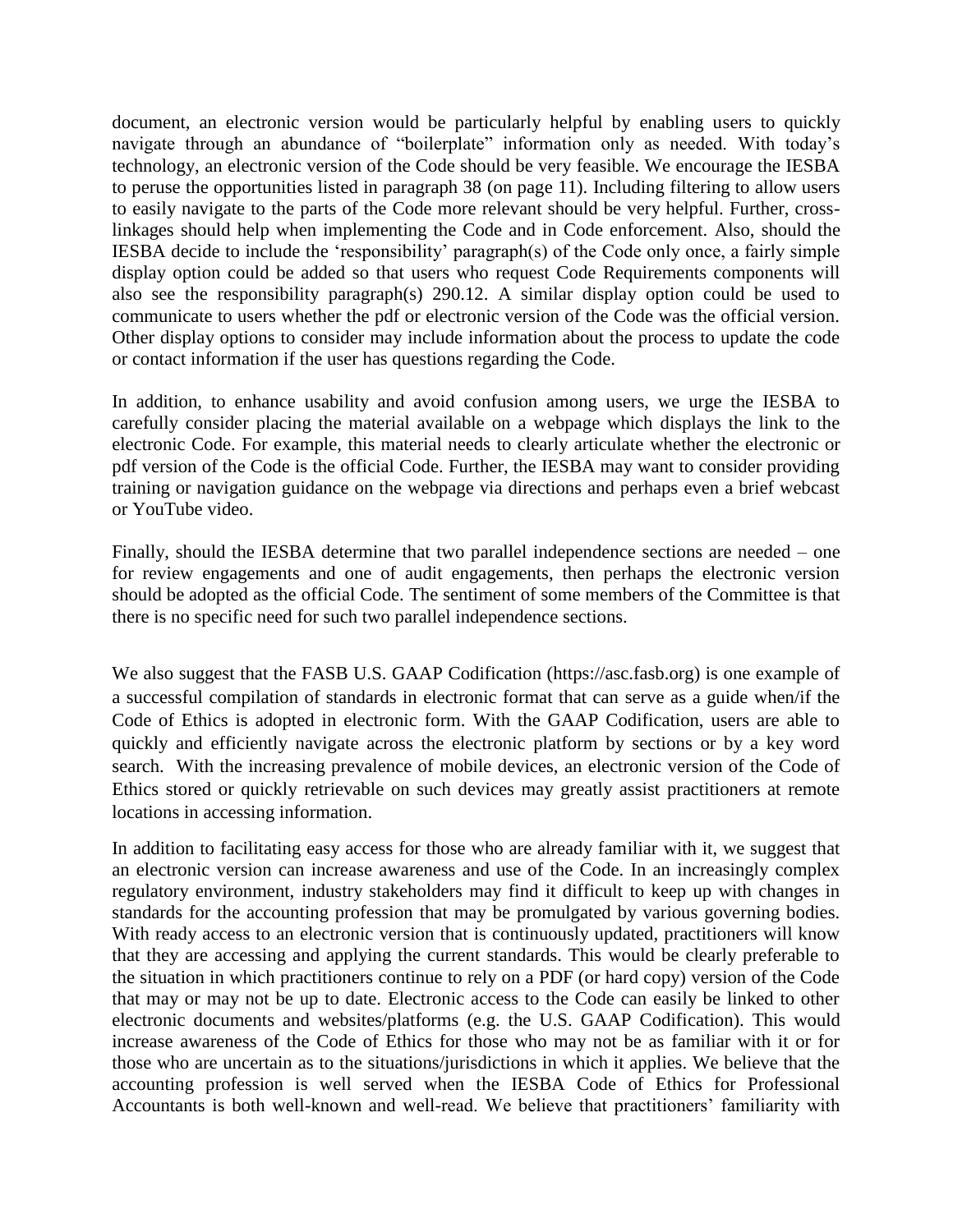document, an electronic version would be particularly helpful by enabling users to quickly navigate through an abundance of "boilerplate" information only as needed. With today's technology, an electronic version of the Code should be very feasible. We encourage the IESBA to peruse the opportunities listed in paragraph 38 (on page 11). Including filtering to allow users to easily navigate to the parts of the Code more relevant should be very helpful. Further, cross-linkages should help when implementing the Code and in Code enforcement. Also, should the IESBA decide to include the 'responsibility' paragraph(s) of the Code only once, a fairly simple display option could be added so that users who request Code Requirements components will also see the responsibility paragraph(s) 290.12. A similar display option could be used to communicate to users whether the pdf or electronic version of the Code was the official version. Other display options to consider may include information about the process to update the code or contact information if the user has questions regarding the Code.

In addition, to enhance usability and avoid confusion among users, we urge the IESBA to carefully consider placing the material available on a webpage which displays the link to the electronic Code. For example, this material needs to clearly articulate whether the electronic or pdf version of the Code is the official Code. Further, the IESBA may want to consider providing training or navigation guidance on the webpage via directions and perhaps even a brief webcast or YouTube video.

Finally, should the IESBA determine that two parallel independence sections are needed – one for review engagements and one of audit engagements, then perhaps the electronic version should be adopted as the official Code. The sentiment of some members of the Committee is that there is no specific need for such two parallel independence sections.

We also suggest that the FASB U.S. GAAP Codification (https://asc.fasb.org) is one example of a successful compilation of standards in electronic format that can serve as a guide when/if the Code of Ethics is adopted in electronic form. With the GAAP Codification, users are able to quickly and efficiently navigate across the electronic platform by sections or by a key word search. With the increasing prevalence of mobile devices, an electronic version of the Code of Ethics stored or quickly retrievable on such devices may greatly assist practitioners at remote locations in accessing information.

In addition to facilitating easy access for those who are already familiar with it, we suggest that an electronic version can increase awareness and use of the Code. In an increasingly complex regulatory environment, industry stakeholders may find it difficult to keep up with changes in standards for the accounting profession that may be promulgated by various governing bodies. With ready access to an electronic version that is continuously updated, practitioners will know that they are accessing and applying the current standards. This would be clearly preferable to the situation in which practitioners continue to rely on a PDF (or hard copy) version of the Code that may or may not be up to date. Electronic access to the Code can easily be linked to other electronic documents and websites/platforms (e.g. the U.S. GAAP Codification). This would increase awareness of the Code of Ethics for those who may not be as familiar with it or for those who are uncertain as to the situations/jurisdictions in which it applies. We believe that the accounting profession is well served when the IESBA Code of Ethics for Professional Accountants is both well-known and well-read. We believe that practitioners' familiarity with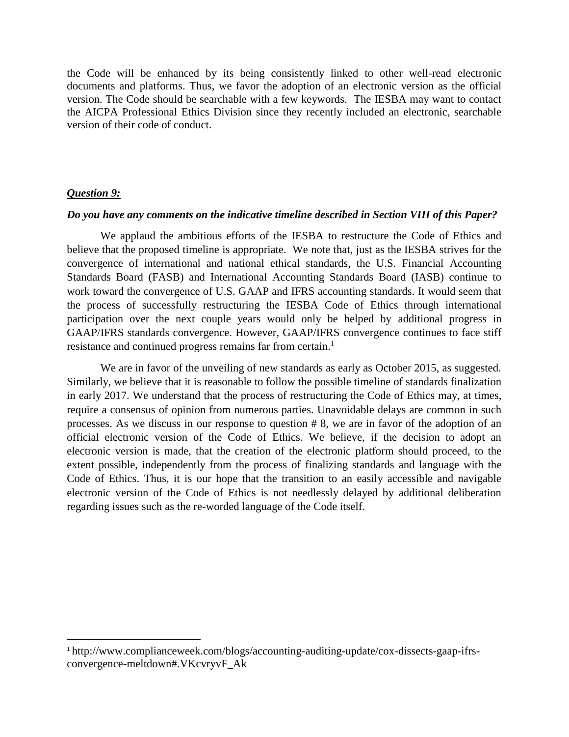the Code will be enhanced by its being consistently linked to other well-read electronic documents and platforms. Thus, we favor the adoption of an electronic version as the official version. The Code should be searchable with a few keywords. The IESBA may want to contact the AICPA Professional Ethics Division since they recently included an electronic, searchable version of their code of conduct.

***Question 9:***

***Do you have any comments on the indicative timeline described in Section VIII of this Paper?***

We applaud the ambitious efforts of the IESBA to restructure the Code of Ethics and believe that the proposed timeline is appropriate. We note that, just as the IESBA strives for the convergence of international and national ethical standards, the U.S. Financial Accounting Standards Board (FASB) and International Accounting Standards Board (IASB) continue to work toward the convergence of U.S. GAAP and IFRS accounting standards. It would seem that the process of successfully restructuring the IESBA Code of Ethics through international participation over the next couple years would only be helped by additional progress in GAAP/IFRS standards convergence. However, GAAP/IFRS convergence continues to face stiff resistance and continued progress remains far from certain.[1]

We are in favor of the unveiling of new standards as early as October 2015, as suggested. Similarly, we believe that it is reasonable to follow the possible timeline of standards finalization in early 2017. We understand that the process of restructuring the Code of Ethics may, at times, require a consensus of opinion from numerous parties. Unavoidable delays are common in such processes. As we discuss in our response to question # 8, we are in favor of the adoption of an official electronic version of the Code of Ethics. We believe, if the decision to adopt an electronic version is made, that the creation of the electronic platform should proceed, to the extent possible, independently from the process of finalizing standards and language with the Code of Ethics. Thus, it is our hope that the transition to an easily accessible and navigable electronic version of the Code of Ethics is not needlessly delayed by additional deliberation regarding issues such as the re-worded language of the Code itself.

---

[1] http://www.complianceweek.com/blogs/accounting-auditing-update/cox-dissects-gaap-ifrs-convergence-meltdown#.VKcvryvF_Ak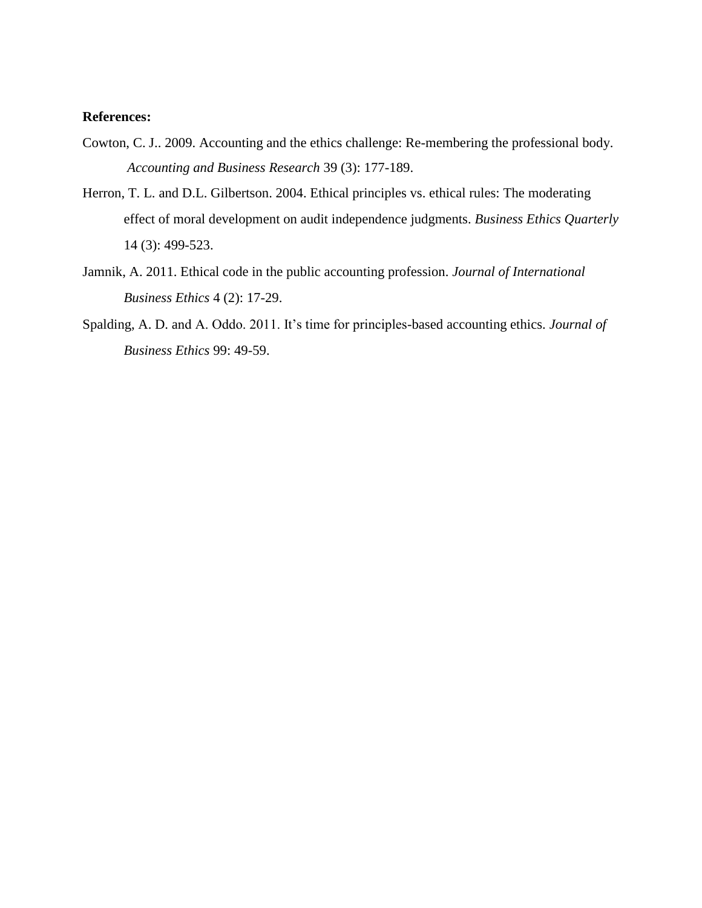**References:**

Cowton, C. J.. 2009. Accounting and the ethics challenge: Re-membering the professional body. *Accounting and Business Research* 39 (3): 177-189.

Herron, T. L. and D.L. Gilbertson. 2004. Ethical principles vs. ethical rules: The moderating effect of moral development on audit independence judgments. *Business Ethics Quarterly* 14 (3): 499-523.

Jamnik, A. 2011. Ethical code in the public accounting profession. *Journal of International Business Ethics* 4 (2): 17-29.

Spalding, A. D. and A. Oddo. 2011. It's time for principles-based accounting ethics. *Journal of Business Ethics* 99: 49-59.